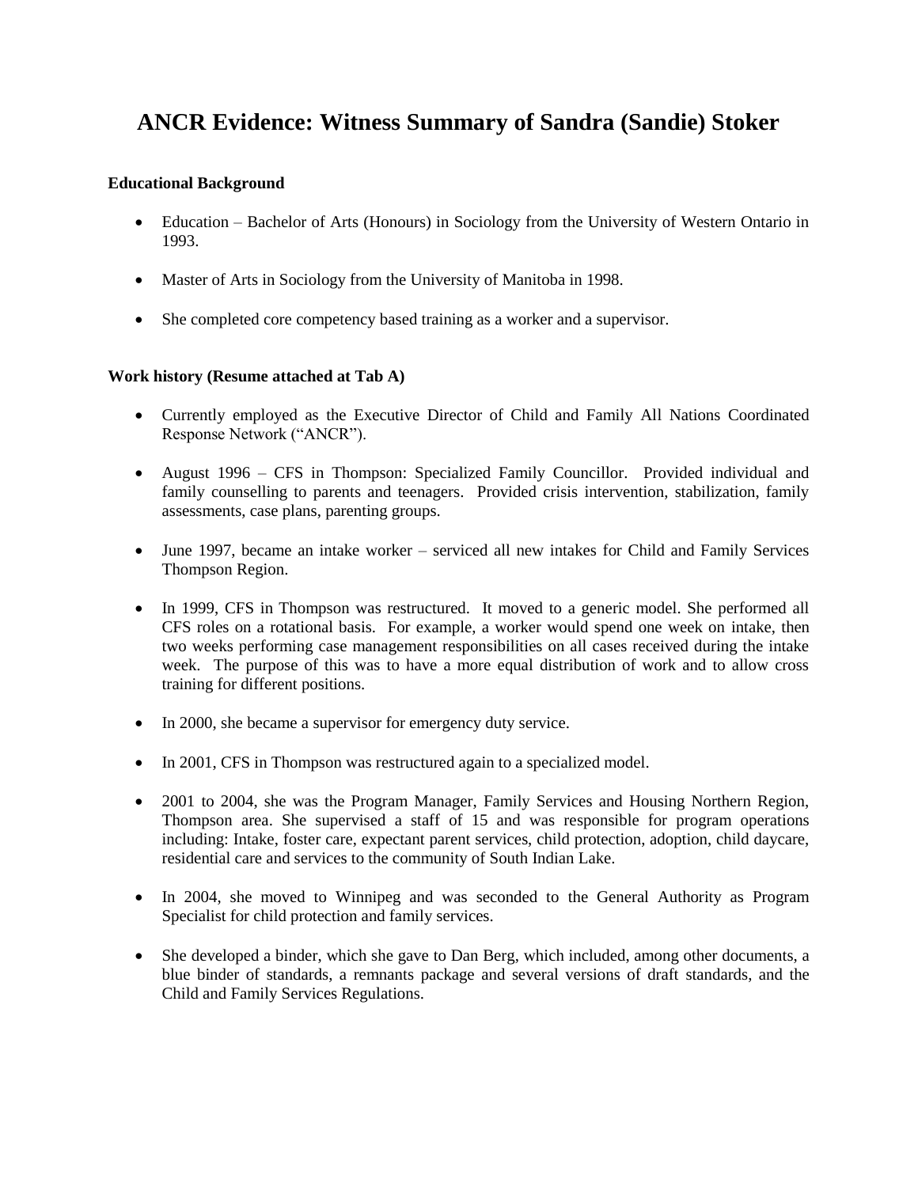# ANCR Evidence: Witness Summary of Sandra (Sandie) Stoker

**Educational Background**

- Education – Bachelor of Arts (Honours) in Sociology from the University of Western Ontario in 1993.
- Master of Arts in Sociology from the University of Manitoba in 1998.
- She completed core competency based training as a worker and a supervisor.

**Work history (Resume attached at Tab A)**

- Currently employed as the Executive Director of Child and Family All Nations Coordinated Response Network ("ANCR").
- August 1996 – CFS in Thompson: Specialized Family Councillor. Provided individual and family counselling to parents and teenagers. Provided crisis intervention, stabilization, family assessments, case plans, parenting groups.
- June 1997, became an intake worker – serviced all new intakes for Child and Family Services Thompson Region.
- In 1999, CFS in Thompson was restructured. It moved to a generic model. She performed all CFS roles on a rotational basis. For example, a worker would spend one week on intake, then two weeks performing case management responsibilities on all cases received during the intake week. The purpose of this was to have a more equal distribution of work and to allow cross training for different positions.
- In 2000, she became a supervisor for emergency duty service.
- In 2001, CFS in Thompson was restructured again to a specialized model.
- 2001 to 2004, she was the Program Manager, Family Services and Housing Northern Region, Thompson area. She supervised a staff of 15 and was responsible for program operations including: Intake, foster care, expectant parent services, child protection, adoption, child daycare, residential care and services to the community of South Indian Lake.
- In 2004, she moved to Winnipeg and was seconded to the General Authority as Program Specialist for child protection and family services.
- She developed a binder, which she gave to Dan Berg, which included, among other documents, a blue binder of standards, a remnants package and several versions of draft standards, and the Child and Family Services Regulations.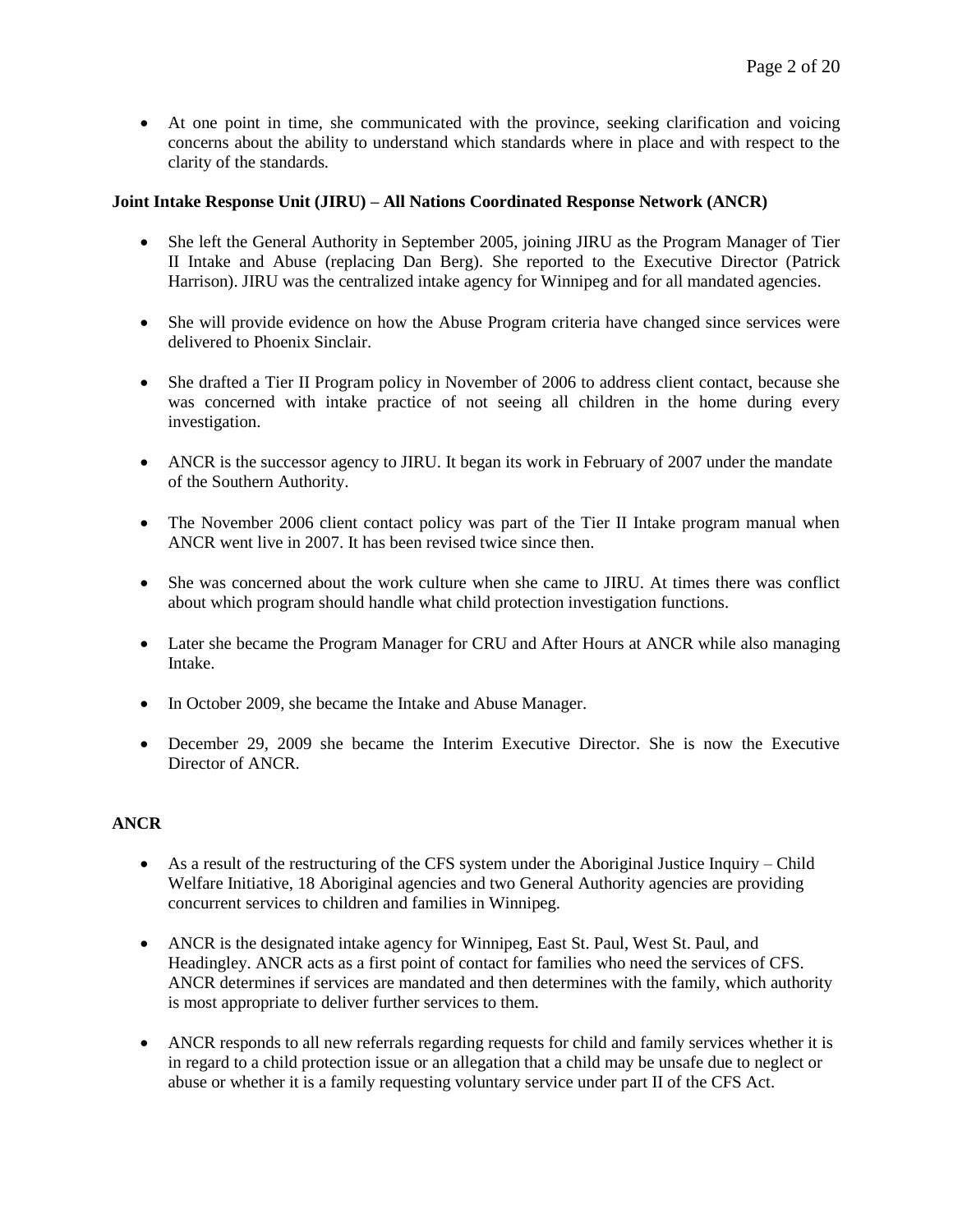- At one point in time, she communicated with the province, seeking clarification and voicing concerns about the ability to understand which standards where in place and with respect to the clarity of the standards.

**Joint Intake Response Unit (JIRU) – All Nations Coordinated Response Network (ANCR)**

- She left the General Authority in September 2005, joining JIRU as the Program Manager of Tier II Intake and Abuse (replacing Dan Berg). She reported to the Executive Director (Patrick Harrison). JIRU was the centralized intake agency for Winnipeg and for all mandated agencies.
- She will provide evidence on how the Abuse Program criteria have changed since services were delivered to Phoenix Sinclair.
- She drafted a Tier II Program policy in November of 2006 to address client contact, because she was concerned with intake practice of not seeing all children in the home during every investigation.
- ANCR is the successor agency to JIRU. It began its work in February of 2007 under the mandate of the Southern Authority.
- The November 2006 client contact policy was part of the Tier II Intake program manual when ANCR went live in 2007. It has been revised twice since then.
- She was concerned about the work culture when she came to JIRU. At times there was conflict about which program should handle what child protection investigation functions.
- Later she became the Program Manager for CRU and After Hours at ANCR while also managing Intake.
- In October 2009, she became the Intake and Abuse Manager.
- December 29, 2009 she became the Interim Executive Director. She is now the Executive Director of ANCR.

**ANCR**

- As a result of the restructuring of the CFS system under the Aboriginal Justice Inquiry – Child Welfare Initiative, 18 Aboriginal agencies and two General Authority agencies are providing concurrent services to children and families in Winnipeg.
- ANCR is the designated intake agency for Winnipeg, East St. Paul, West St. Paul, and Headingley. ANCR acts as a first point of contact for families who need the services of CFS. ANCR determines if services are mandated and then determines with the family, which authority is most appropriate to deliver further services to them.
- ANCR responds to all new referrals regarding requests for child and family services whether it is in regard to a child protection issue or an allegation that a child may be unsafe due to neglect or abuse or whether it is a family requesting voluntary service under part II of the CFS Act.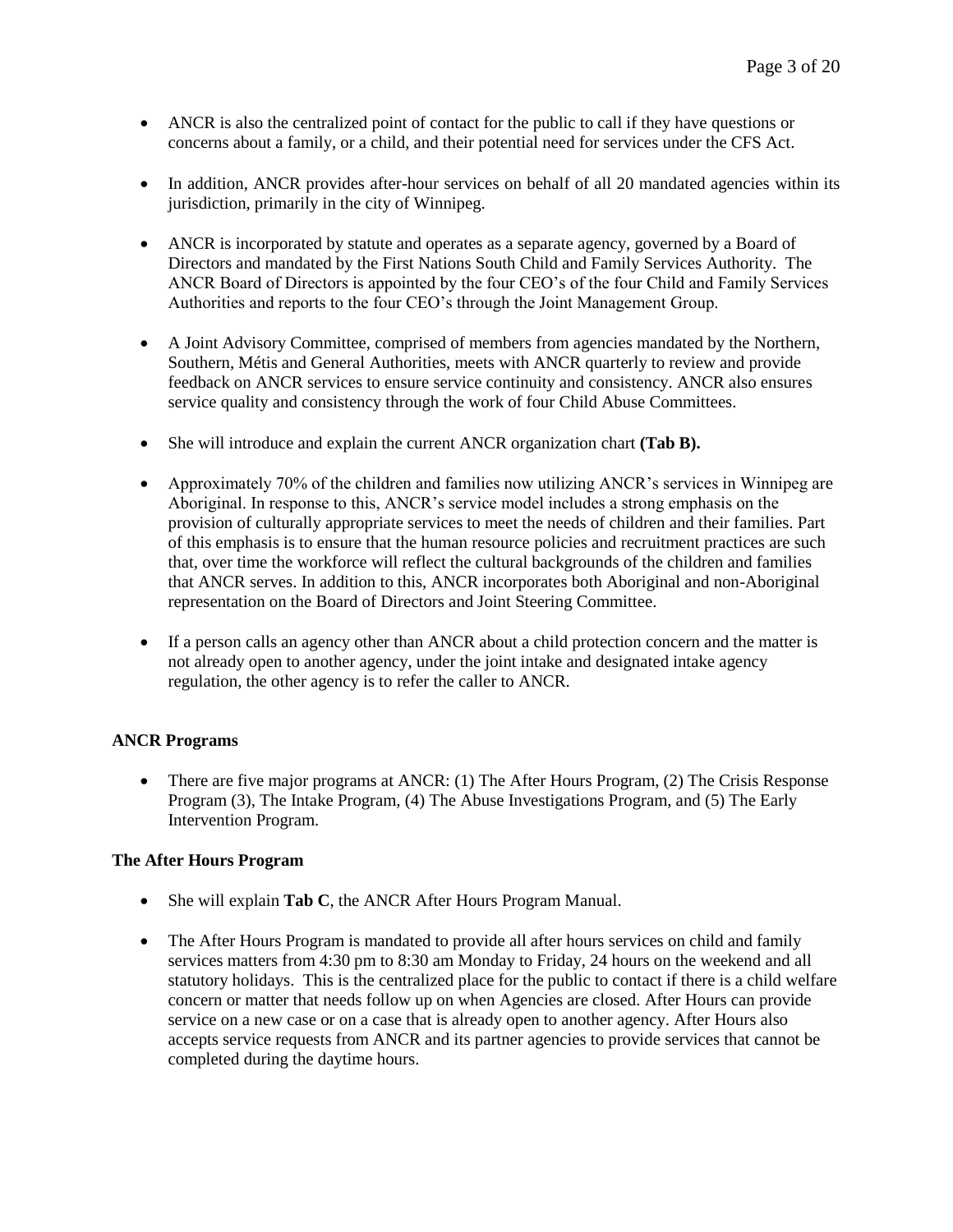- ANCR is also the centralized point of contact for the public to call if they have questions or concerns about a family, or a child, and their potential need for services under the CFS Act.

- In addition, ANCR provides after-hour services on behalf of all 20 mandated agencies within its jurisdiction, primarily in the city of Winnipeg.

- ANCR is incorporated by statute and operates as a separate agency, governed by a Board of Directors and mandated by the First Nations South Child and Family Services Authority. The ANCR Board of Directors is appointed by the four CEO's of the four Child and Family Services Authorities and reports to the four CEO's through the Joint Management Group.

- A Joint Advisory Committee, comprised of members from agencies mandated by the Northern, Southern, Métis and General Authorities, meets with ANCR quarterly to review and provide feedback on ANCR services to ensure service continuity and consistency. ANCR also ensures service quality and consistency through the work of four Child Abuse Committees.

- She will introduce and explain the current ANCR organization chart **(Tab B).**

- Approximately 70% of the children and families now utilizing ANCR's services in Winnipeg are Aboriginal. In response to this, ANCR's service model includes a strong emphasis on the provision of culturally appropriate services to meet the needs of children and their families. Part of this emphasis is to ensure that the human resource policies and recruitment practices are such that, over time the workforce will reflect the cultural backgrounds of the children and families that ANCR serves. In addition to this, ANCR incorporates both Aboriginal and non-Aboriginal representation on the Board of Directors and Joint Steering Committee.

- If a person calls an agency other than ANCR about a child protection concern and the matter is not already open to another agency, under the joint intake and designated intake agency regulation, the other agency is to refer the caller to ANCR.

**ANCR Programs**

- There are five major programs at ANCR: (1) The After Hours Program, (2) The Crisis Response Program (3), The Intake Program, (4) The Abuse Investigations Program, and (5) The Early Intervention Program.

**The After Hours Program**

- She will explain **Tab C**, the ANCR After Hours Program Manual.

- The After Hours Program is mandated to provide all after hours services on child and family services matters from 4:30 pm to 8:30 am Monday to Friday, 24 hours on the weekend and all statutory holidays. This is the centralized place for the public to contact if there is a child welfare concern or matter that needs follow up on when Agencies are closed. After Hours can provide service on a new case or on a case that is already open to another agency. After Hours also accepts service requests from ANCR and its partner agencies to provide services that cannot be completed during the daytime hours.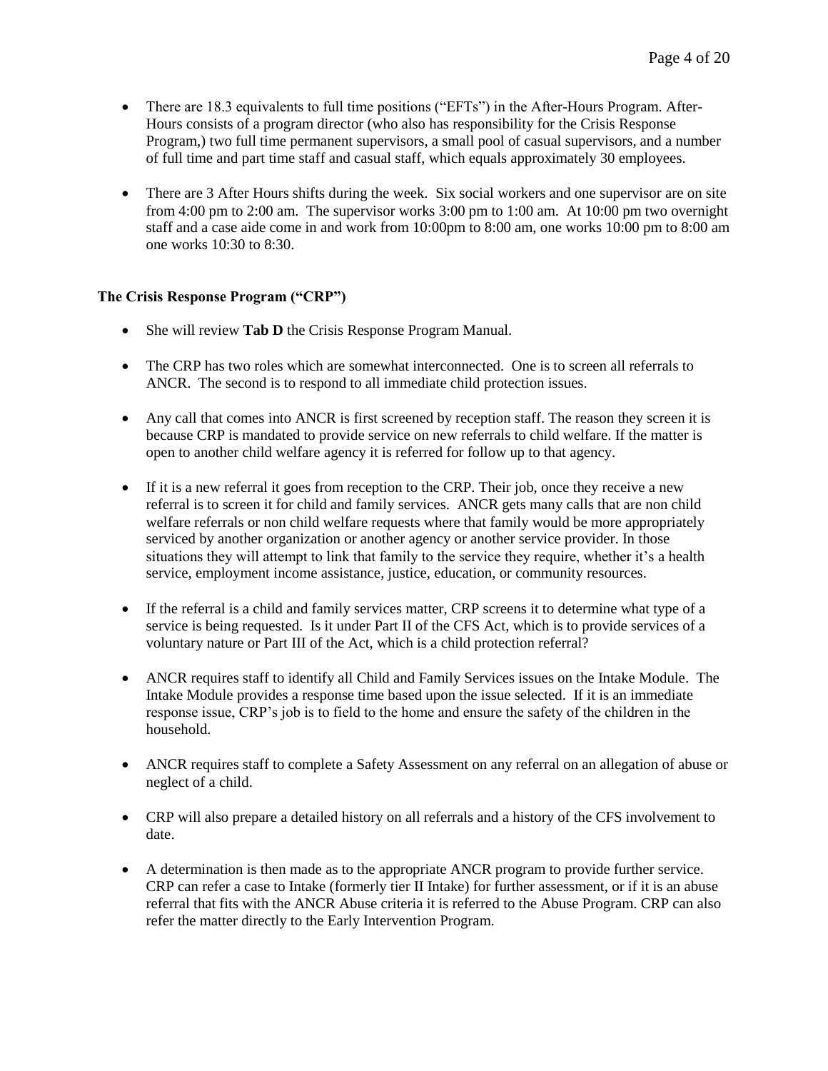- There are 18.3 equivalents to full time positions ("EFTs") in the After-Hours Program. After-Hours consists of a program director (who also has responsibility for the Crisis Response Program,) two full time permanent supervisors, a small pool of casual supervisors, and a number of full time and part time staff and casual staff, which equals approximately 30 employees.

- There are 3 After Hours shifts during the week. Six social workers and one supervisor are on site from 4:00 pm to 2:00 am. The supervisor works 3:00 pm to 1:00 am. At 10:00 pm two overnight staff and a case aide come in and work from 10:00pm to 8:00 am, one works 10:00 pm to 8:00 am one works 10:30 to 8:30.

**The Crisis Response Program ("CRP")**

- She will review **Tab D** the Crisis Response Program Manual.

- The CRP has two roles which are somewhat interconnected. One is to screen all referrals to ANCR. The second is to respond to all immediate child protection issues.

- Any call that comes into ANCR is first screened by reception staff. The reason they screen it is because CRP is mandated to provide service on new referrals to child welfare. If the matter is open to another child welfare agency it is referred for follow up to that agency.

- If it is a new referral it goes from reception to the CRP. Their job, once they receive a new referral is to screen it for child and family services. ANCR gets many calls that are non child welfare referrals or non child welfare requests where that family would be more appropriately serviced by another organization or another agency or another service provider. In those situations they will attempt to link that family to the service they require, whether it's a health service, employment income assistance, justice, education, or community resources.

- If the referral is a child and family services matter, CRP screens it to determine what type of a service is being requested. Is it under Part II of the CFS Act, which is to provide services of a voluntary nature or Part III of the Act, which is a child protection referral?

- ANCR requires staff to identify all Child and Family Services issues on the Intake Module. The Intake Module provides a response time based upon the issue selected. If it is an immediate response issue, CRP's job is to field to the home and ensure the safety of the children in the household.

- ANCR requires staff to complete a Safety Assessment on any referral on an allegation of abuse or neglect of a child.

- CRP will also prepare a detailed history on all referrals and a history of the CFS involvement to date.

- A determination is then made as to the appropriate ANCR program to provide further service. CRP can refer a case to Intake (formerly tier II Intake) for further assessment, or if it is an abuse referral that fits with the ANCR Abuse criteria it is referred to the Abuse Program. CRP can also refer the matter directly to the Early Intervention Program.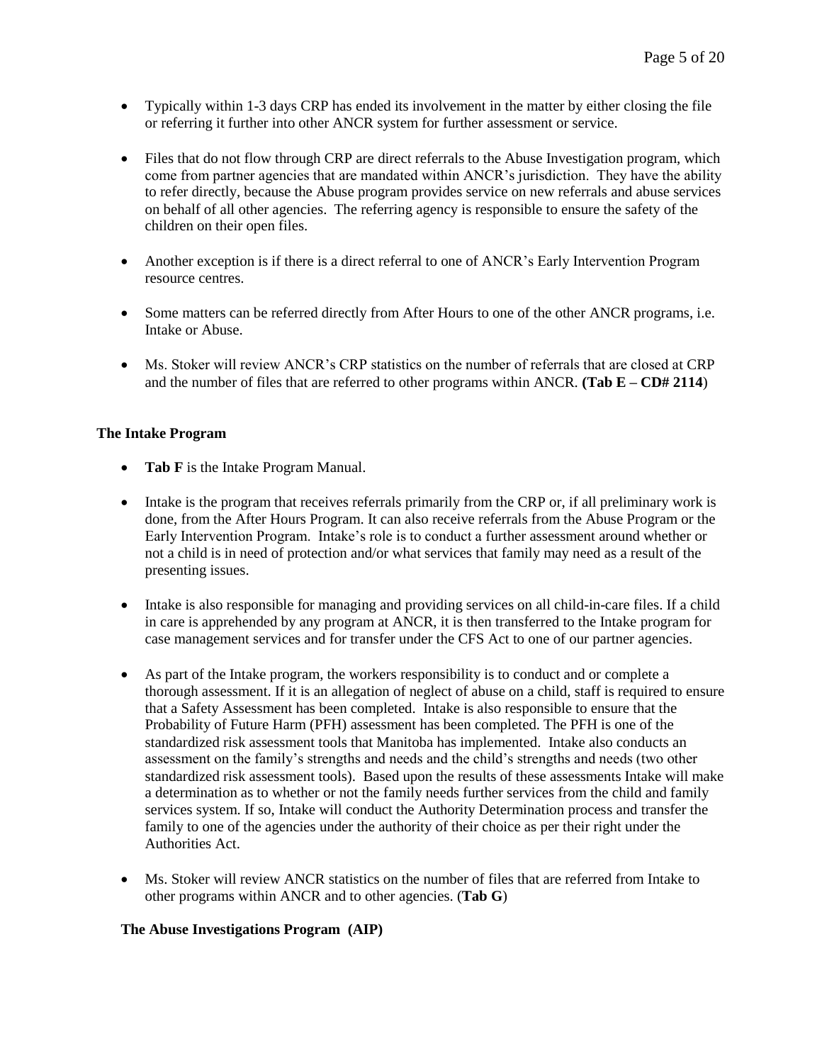- Typically within 1-3 days CRP has ended its involvement in the matter by either closing the file or referring it further into other ANCR system for further assessment or service.

- Files that do not flow through CRP are direct referrals to the Abuse Investigation program, which come from partner agencies that are mandated within ANCR's jurisdiction. They have the ability to refer directly, because the Abuse program provides service on new referrals and abuse services on behalf of all other agencies. The referring agency is responsible to ensure the safety of the children on their open files.

- Another exception is if there is a direct referral to one of ANCR's Early Intervention Program resource centres.

- Some matters can be referred directly from After Hours to one of the other ANCR programs, i.e. Intake or Abuse.

- Ms. Stoker will review ANCR's CRP statistics on the number of referrals that are closed at CRP and the number of files that are referred to other programs within ANCR. **(Tab E – CD# 2114**)

**The Intake Program**

- **Tab F** is the Intake Program Manual.

- Intake is the program that receives referrals primarily from the CRP or, if all preliminary work is done, from the After Hours Program. It can also receive referrals from the Abuse Program or the Early Intervention Program. Intake's role is to conduct a further assessment around whether or not a child is in need of protection and/or what services that family may need as a result of the presenting issues.

- Intake is also responsible for managing and providing services on all child-in-care files. If a child in care is apprehended by any program at ANCR, it is then transferred to the Intake program for case management services and for transfer under the CFS Act to one of our partner agencies.

- As part of the Intake program, the workers responsibility is to conduct and or complete a thorough assessment. If it is an allegation of neglect of abuse on a child, staff is required to ensure that a Safety Assessment has been completed. Intake is also responsible to ensure that the Probability of Future Harm (PFH) assessment has been completed. The PFH is one of the standardized risk assessment tools that Manitoba has implemented. Intake also conducts an assessment on the family's strengths and needs and the child's strengths and needs (two other standardized risk assessment tools). Based upon the results of these assessments Intake will make a determination as to whether or not the family needs further services from the child and family services system. If so, Intake will conduct the Authority Determination process and transfer the family to one of the agencies under the authority of their choice as per their right under the Authorities Act.

- Ms. Stoker will review ANCR statistics on the number of files that are referred from Intake to other programs within ANCR and to other agencies. (**Tab G**)

**The Abuse Investigations Program (AIP)**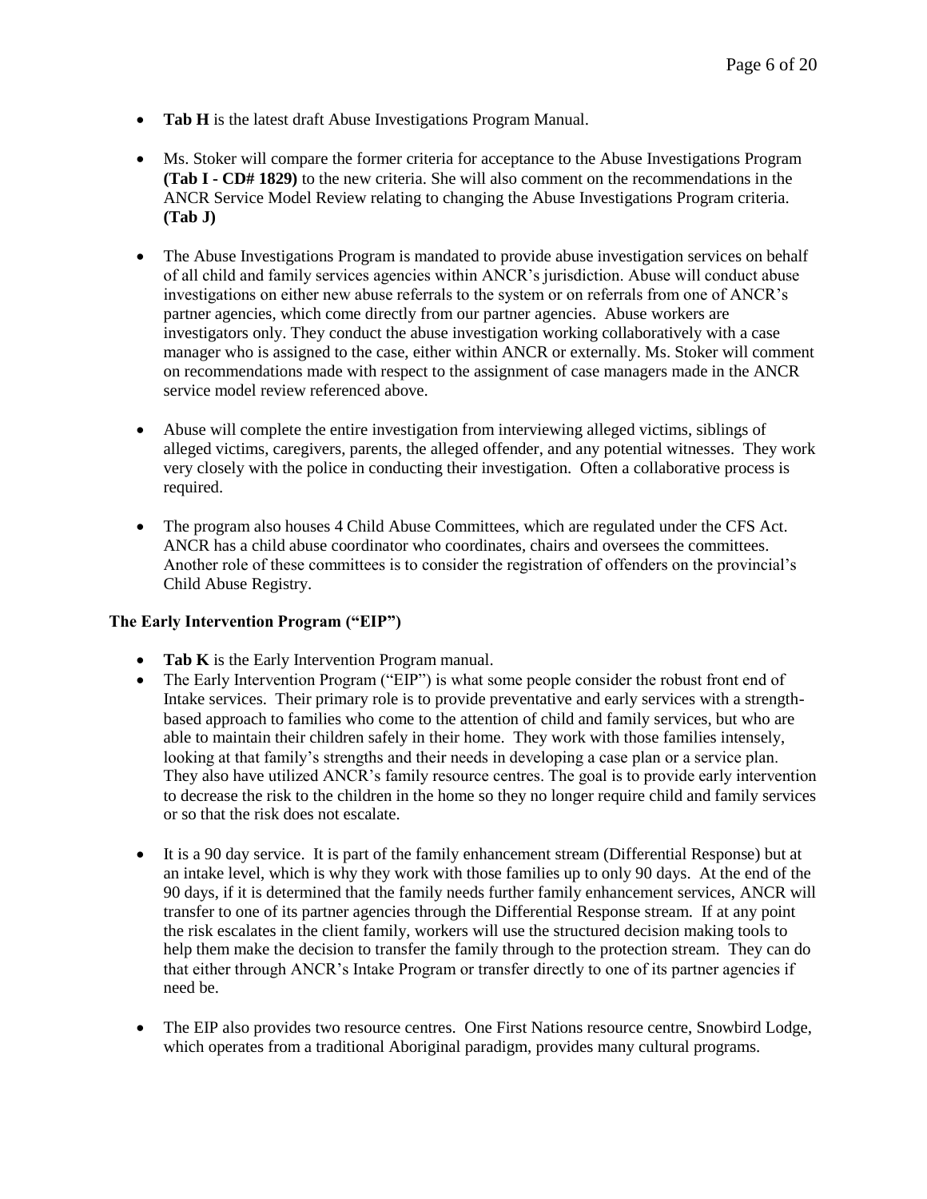- **Tab H** is the latest draft Abuse Investigations Program Manual.

- Ms. Stoker will compare the former criteria for acceptance to the Abuse Investigations Program **(Tab I - CD# 1829)** to the new criteria. She will also comment on the recommendations in the ANCR Service Model Review relating to changing the Abuse Investigations Program criteria. **(Tab J)**

- The Abuse Investigations Program is mandated to provide abuse investigation services on behalf of all child and family services agencies within ANCR's jurisdiction. Abuse will conduct abuse investigations on either new abuse referrals to the system or on referrals from one of ANCR's partner agencies, which come directly from our partner agencies. Abuse workers are investigators only. They conduct the abuse investigation working collaboratively with a case manager who is assigned to the case, either within ANCR or externally. Ms. Stoker will comment on recommendations made with respect to the assignment of case managers made in the ANCR service model review referenced above.

- Abuse will complete the entire investigation from interviewing alleged victims, siblings of alleged victims, caregivers, parents, the alleged offender, and any potential witnesses. They work very closely with the police in conducting their investigation. Often a collaborative process is required.

- The program also houses 4 Child Abuse Committees, which are regulated under the CFS Act. ANCR has a child abuse coordinator who coordinates, chairs and oversees the committees. Another role of these committees is to consider the registration of offenders on the provincial's Child Abuse Registry.

**The Early Intervention Program ("EIP")**

- **Tab K** is the Early Intervention Program manual.
- The Early Intervention Program ("EIP") is what some people consider the robust front end of Intake services. Their primary role is to provide preventative and early services with a strength-based approach to families who come to the attention of child and family services, but who are able to maintain their children safely in their home. They work with those families intensely, looking at that family's strengths and their needs in developing a case plan or a service plan. They also have utilized ANCR's family resource centres. The goal is to provide early intervention to decrease the risk to the children in the home so they no longer require child and family services or so that the risk does not escalate.

- It is a 90 day service. It is part of the family enhancement stream (Differential Response) but at an intake level, which is why they work with those families up to only 90 days. At the end of the 90 days, if it is determined that the family needs further family enhancement services, ANCR will transfer to one of its partner agencies through the Differential Response stream. If at any point the risk escalates in the client family, workers will use the structured decision making tools to help them make the decision to transfer the family through to the protection stream. They can do that either through ANCR's Intake Program or transfer directly to one of its partner agencies if need be.

- The EIP also provides two resource centres. One First Nations resource centre, Snowbird Lodge, which operates from a traditional Aboriginal paradigm, provides many cultural programs.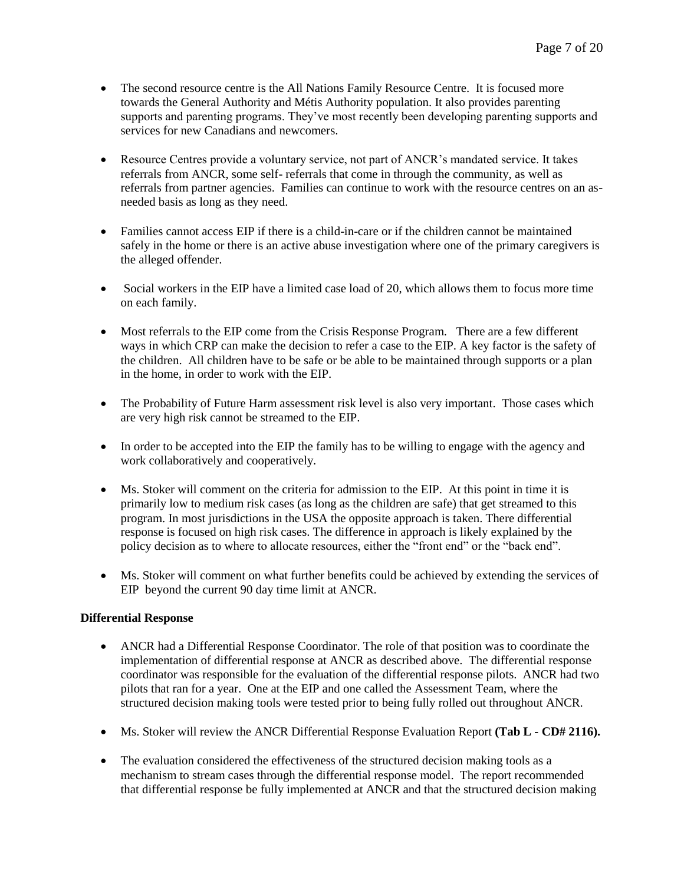- The second resource centre is the All Nations Family Resource Centre. It is focused more towards the General Authority and Métis Authority population. It also provides parenting supports and parenting programs. They've most recently been developing parenting supports and services for new Canadians and newcomers.

- Resource Centres provide a voluntary service, not part of ANCR's mandated service. It takes referrals from ANCR, some self- referrals that come in through the community, as well as referrals from partner agencies. Families can continue to work with the resource centres on an as-needed basis as long as they need.

- Families cannot access EIP if there is a child-in-care or if the children cannot be maintained safely in the home or there is an active abuse investigation where one of the primary caregivers is the alleged offender.

- Social workers in the EIP have a limited case load of 20, which allows them to focus more time on each family.

- Most referrals to the EIP come from the Crisis Response Program. There are a few different ways in which CRP can make the decision to refer a case to the EIP. A key factor is the safety of the children. All children have to be safe or be able to be maintained through supports or a plan in the home, in order to work with the EIP.

- The Probability of Future Harm assessment risk level is also very important. Those cases which are very high risk cannot be streamed to the EIP.

- In order to be accepted into the EIP the family has to be willing to engage with the agency and work collaboratively and cooperatively.

- Ms. Stoker will comment on the criteria for admission to the EIP. At this point in time it is primarily low to medium risk cases (as long as the children are safe) that get streamed to this program. In most jurisdictions in the USA the opposite approach is taken. There differential response is focused on high risk cases. The difference in approach is likely explained by the policy decision as to where to allocate resources, either the "front end" or the "back end".

- Ms. Stoker will comment on what further benefits could be achieved by extending the services of EIP beyond the current 90 day time limit at ANCR.

**Differential Response**

- ANCR had a Differential Response Coordinator. The role of that position was to coordinate the implementation of differential response at ANCR as described above. The differential response coordinator was responsible for the evaluation of the differential response pilots. ANCR had two pilots that ran for a year. One at the EIP and one called the Assessment Team, where the structured decision making tools were tested prior to being fully rolled out throughout ANCR.

- Ms. Stoker will review the ANCR Differential Response Evaluation Report **(Tab L - CD# 2116).**

- The evaluation considered the effectiveness of the structured decision making tools as a mechanism to stream cases through the differential response model. The report recommended that differential response be fully implemented at ANCR and that the structured decision making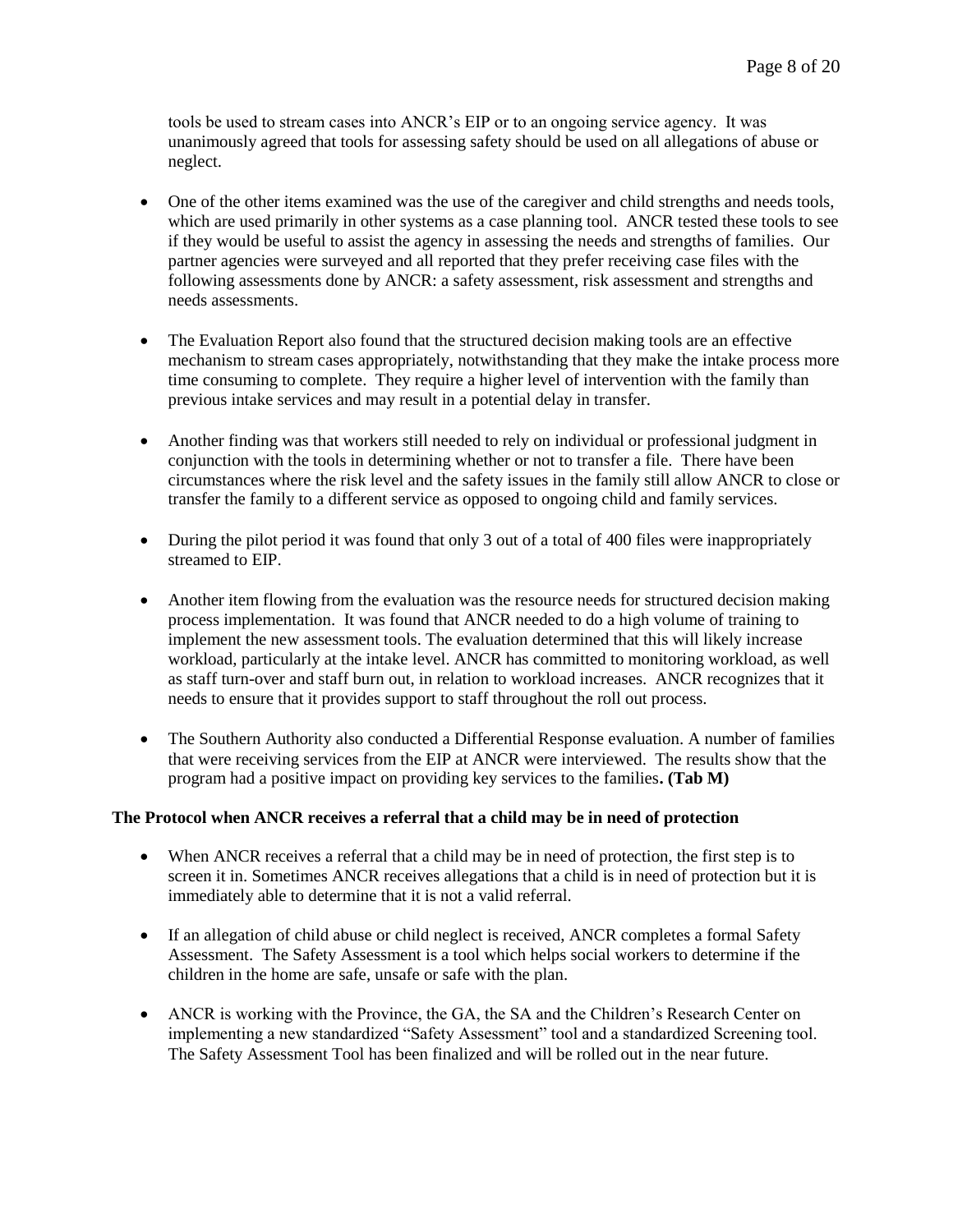tools be used to stream cases into ANCR's EIP or to an ongoing service agency. It was unanimously agreed that tools for assessing safety should be used on all allegations of abuse or neglect.

- One of the other items examined was the use of the caregiver and child strengths and needs tools, which are used primarily in other systems as a case planning tool. ANCR tested these tools to see if they would be useful to assist the agency in assessing the needs and strengths of families. Our partner agencies were surveyed and all reported that they prefer receiving case files with the following assessments done by ANCR: a safety assessment, risk assessment and strengths and needs assessments.

- The Evaluation Report also found that the structured decision making tools are an effective mechanism to stream cases appropriately, notwithstanding that they make the intake process more time consuming to complete. They require a higher level of intervention with the family than previous intake services and may result in a potential delay in transfer.

- Another finding was that workers still needed to rely on individual or professional judgment in conjunction with the tools in determining whether or not to transfer a file. There have been circumstances where the risk level and the safety issues in the family still allow ANCR to close or transfer the family to a different service as opposed to ongoing child and family services.

- During the pilot period it was found that only 3 out of a total of 400 files were inappropriately streamed to EIP.

- Another item flowing from the evaluation was the resource needs for structured decision making process implementation. It was found that ANCR needed to do a high volume of training to implement the new assessment tools. The evaluation determined that this will likely increase workload, particularly at the intake level. ANCR has committed to monitoring workload, as well as staff turn-over and staff burn out, in relation to workload increases. ANCR recognizes that it needs to ensure that it provides support to staff throughout the roll out process.

- The Southern Authority also conducted a Differential Response evaluation. A number of families that were receiving services from the EIP at ANCR were interviewed. The results show that the program had a positive impact on providing key services to the families**. (Tab M)**

**The Protocol when ANCR receives a referral that a child may be in need of protection**

- When ANCR receives a referral that a child may be in need of protection, the first step is to screen it in. Sometimes ANCR receives allegations that a child is in need of protection but it is immediately able to determine that it is not a valid referral.

- If an allegation of child abuse or child neglect is received, ANCR completes a formal Safety Assessment. The Safety Assessment is a tool which helps social workers to determine if the children in the home are safe, unsafe or safe with the plan.

- ANCR is working with the Province, the GA, the SA and the Children's Research Center on implementing a new standardized "Safety Assessment" tool and a standardized Screening tool. The Safety Assessment Tool has been finalized and will be rolled out in the near future.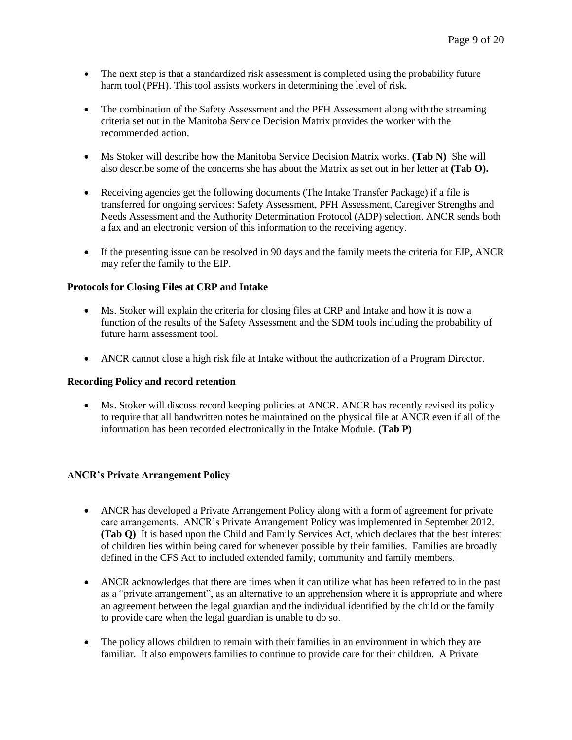- The next step is that a standardized risk assessment is completed using the probability future harm tool (PFH). This tool assists workers in determining the level of risk.

- The combination of the Safety Assessment and the PFH Assessment along with the streaming criteria set out in the Manitoba Service Decision Matrix provides the worker with the recommended action.

- Ms Stoker will describe how the Manitoba Service Decision Matrix works. **(Tab N)** She will also describe some of the concerns she has about the Matrix as set out in her letter at **(Tab O).**

- Receiving agencies get the following documents (The Intake Transfer Package) if a file is transferred for ongoing services: Safety Assessment, PFH Assessment, Caregiver Strengths and Needs Assessment and the Authority Determination Protocol (ADP) selection. ANCR sends both a fax and an electronic version of this information to the receiving agency.

- If the presenting issue can be resolved in 90 days and the family meets the criteria for EIP, ANCR may refer the family to the EIP.

**Protocols for Closing Files at CRP and Intake**

- Ms. Stoker will explain the criteria for closing files at CRP and Intake and how it is now a function of the results of the Safety Assessment and the SDM tools including the probability of future harm assessment tool.

- ANCR cannot close a high risk file at Intake without the authorization of a Program Director.

**Recording Policy and record retention**

- Ms. Stoker will discuss record keeping policies at ANCR. ANCR has recently revised its policy to require that all handwritten notes be maintained on the physical file at ANCR even if all of the information has been recorded electronically in the Intake Module. **(Tab P)**

**ANCR's Private Arrangement Policy**

- ANCR has developed a Private Arrangement Policy along with a form of agreement for private care arrangements. ANCR's Private Arrangement Policy was implemented in September 2012. **(Tab Q)** It is based upon the Child and Family Services Act, which declares that the best interest of children lies within being cared for whenever possible by their families. Families are broadly defined in the CFS Act to included extended family, community and family members.

- ANCR acknowledges that there are times when it can utilize what has been referred to in the past as a "private arrangement", as an alternative to an apprehension where it is appropriate and where an agreement between the legal guardian and the individual identified by the child or the family to provide care when the legal guardian is unable to do so.

- The policy allows children to remain with their families in an environment in which they are familiar. It also empowers families to continue to provide care for their children. A Private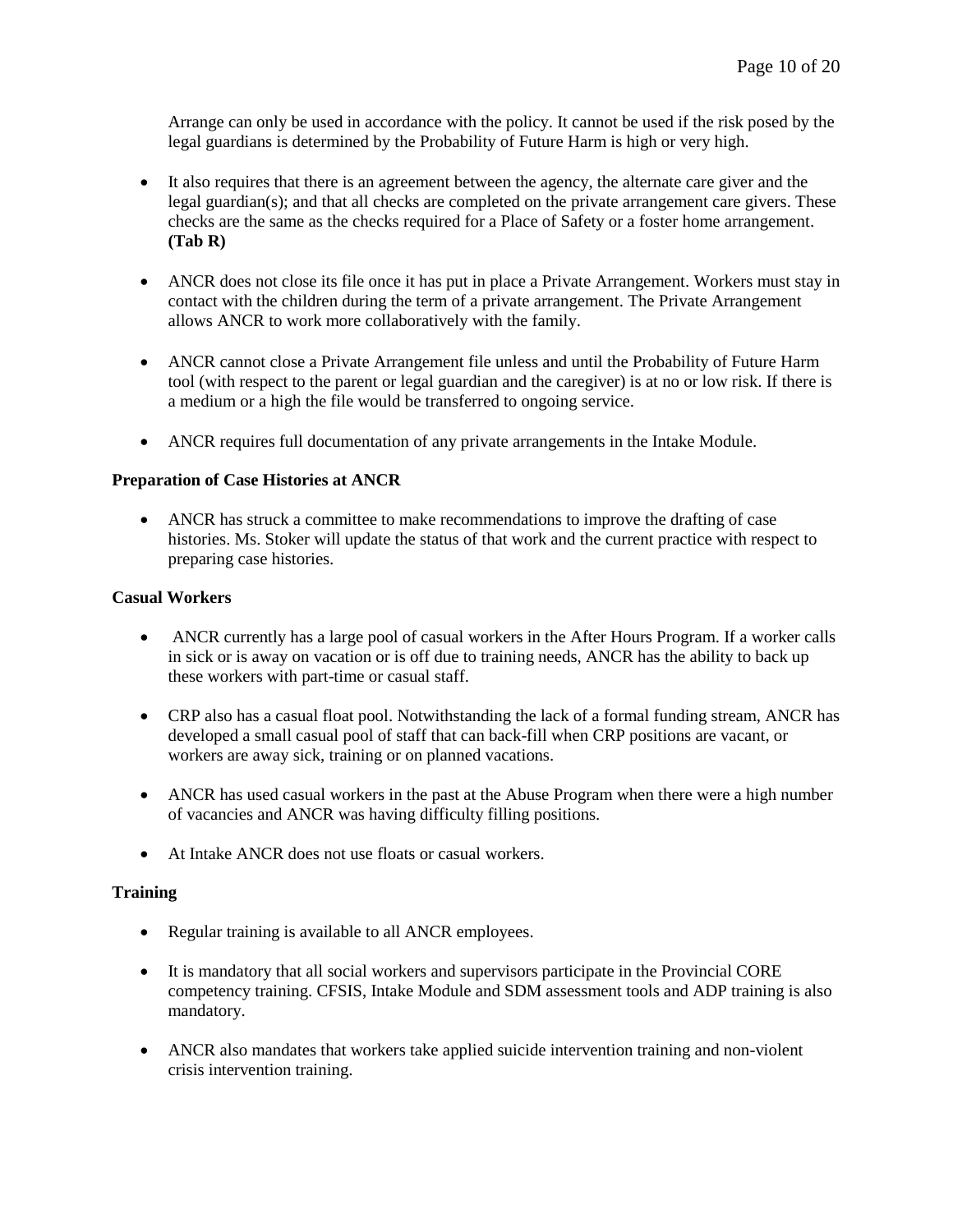Arrange can only be used in accordance with the policy. It cannot be used if the risk posed by the legal guardians is determined by the Probability of Future Harm is high or very high.

- It also requires that there is an agreement between the agency, the alternate care giver and the legal guardian(s); and that all checks are completed on the private arrangement care givers. These checks are the same as the checks required for a Place of Safety or a foster home arrangement. **(Tab R)**

- ANCR does not close its file once it has put in place a Private Arrangement. Workers must stay in contact with the children during the term of a private arrangement. The Private Arrangement allows ANCR to work more collaboratively with the family.

- ANCR cannot close a Private Arrangement file unless and until the Probability of Future Harm tool (with respect to the parent or legal guardian and the caregiver) is at no or low risk. If there is a medium or a high the file would be transferred to ongoing service.

- ANCR requires full documentation of any private arrangements in the Intake Module.

**Preparation of Case Histories at ANCR**

- ANCR has struck a committee to make recommendations to improve the drafting of case histories. Ms. Stoker will update the status of that work and the current practice with respect to preparing case histories.

**Casual Workers**

- ANCR currently has a large pool of casual workers in the After Hours Program. If a worker calls in sick or is away on vacation or is off due to training needs, ANCR has the ability to back up these workers with part-time or casual staff.

- CRP also has a casual float pool. Notwithstanding the lack of a formal funding stream, ANCR has developed a small casual pool of staff that can back-fill when CRP positions are vacant, or workers are away sick, training or on planned vacations.

- ANCR has used casual workers in the past at the Abuse Program when there were a high number of vacancies and ANCR was having difficulty filling positions.

- At Intake ANCR does not use floats or casual workers.

**Training**

- Regular training is available to all ANCR employees.

- It is mandatory that all social workers and supervisors participate in the Provincial CORE competency training. CFSIS, Intake Module and SDM assessment tools and ADP training is also mandatory.

- ANCR also mandates that workers take applied suicide intervention training and non-violent crisis intervention training.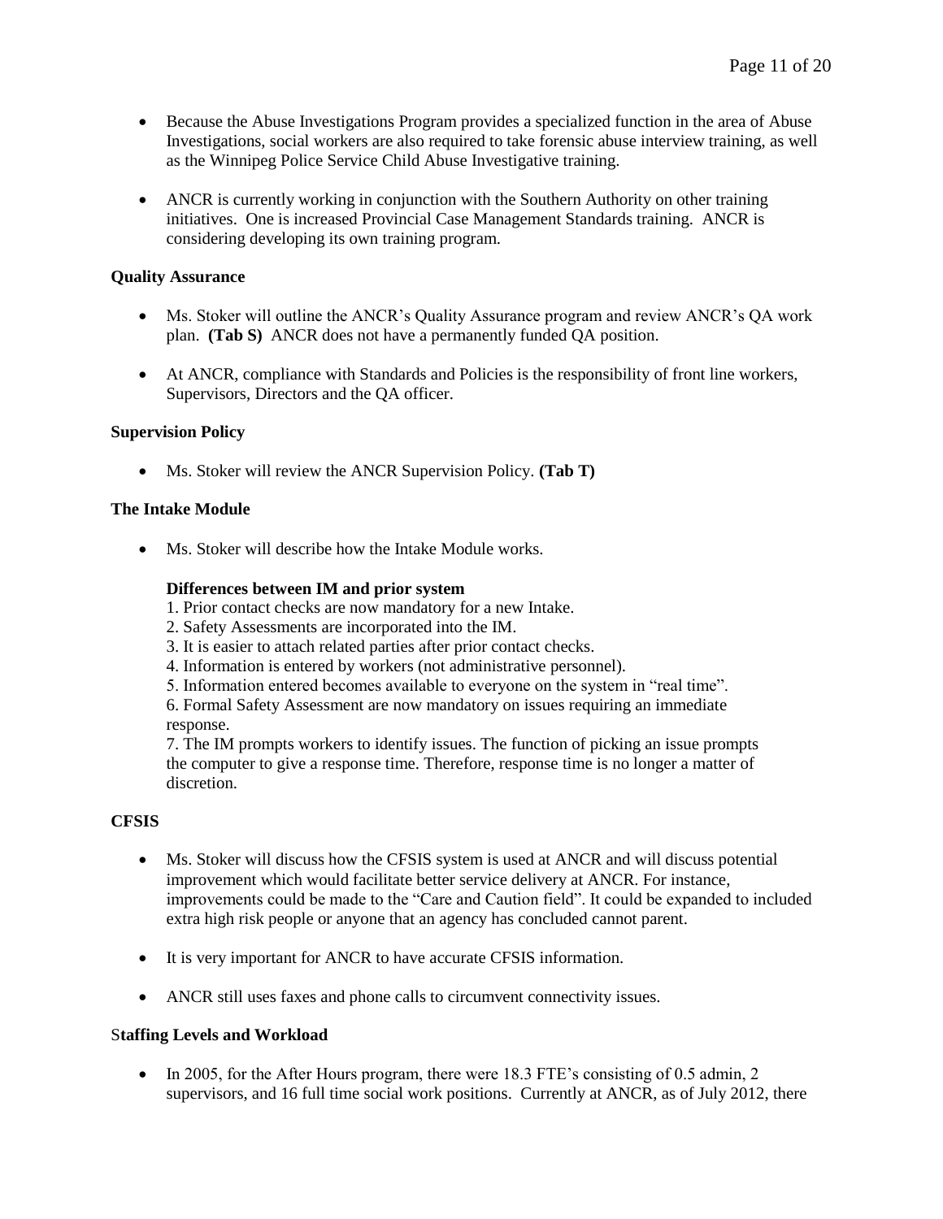- Because the Abuse Investigations Program provides a specialized function in the area of Abuse Investigations, social workers are also required to take forensic abuse interview training, as well as the Winnipeg Police Service Child Abuse Investigative training.

- ANCR is currently working in conjunction with the Southern Authority on other training initiatives. One is increased Provincial Case Management Standards training. ANCR is considering developing its own training program.

**Quality Assurance**

- Ms. Stoker will outline the ANCR's Quality Assurance program and review ANCR's QA work plan. **(Tab S)** ANCR does not have a permanently funded QA position.

- At ANCR, compliance with Standards and Policies is the responsibility of front line workers, Supervisors, Directors and the QA officer.

**Supervision Policy**

- Ms. Stoker will review the ANCR Supervision Policy. **(Tab T)**

**The Intake Module**

- Ms. Stoker will describe how the Intake Module works.

  **Differences between IM and prior system**

  1. Prior contact checks are now mandatory for a new Intake.
  2. Safety Assessments are incorporated into the IM.
  3. It is easier to attach related parties after prior contact checks.
  4. Information is entered by workers (not administrative personnel).
  5. Information entered becomes available to everyone on the system in "real time".
  6. Formal Safety Assessment are now mandatory on issues requiring an immediate response.
  7. The IM prompts workers to identify issues. The function of picking an issue prompts the computer to give a response time. Therefore, response time is no longer a matter of discretion.

**CFSIS**

- Ms. Stoker will discuss how the CFSIS system is used at ANCR and will discuss potential improvement which would facilitate better service delivery at ANCR. For instance, improvements could be made to the "Care and Caution field". It could be expanded to included extra high risk people or anyone that an agency has concluded cannot parent.

- It is very important for ANCR to have accurate CFSIS information.

- ANCR still uses faxes and phone calls to circumvent connectivity issues.

**Staffing Levels and Workload**

- In 2005, for the After Hours program, there were 18.3 FTE's consisting of 0.5 admin, 2 supervisors, and 16 full time social work positions. Currently at ANCR, as of July 2012, there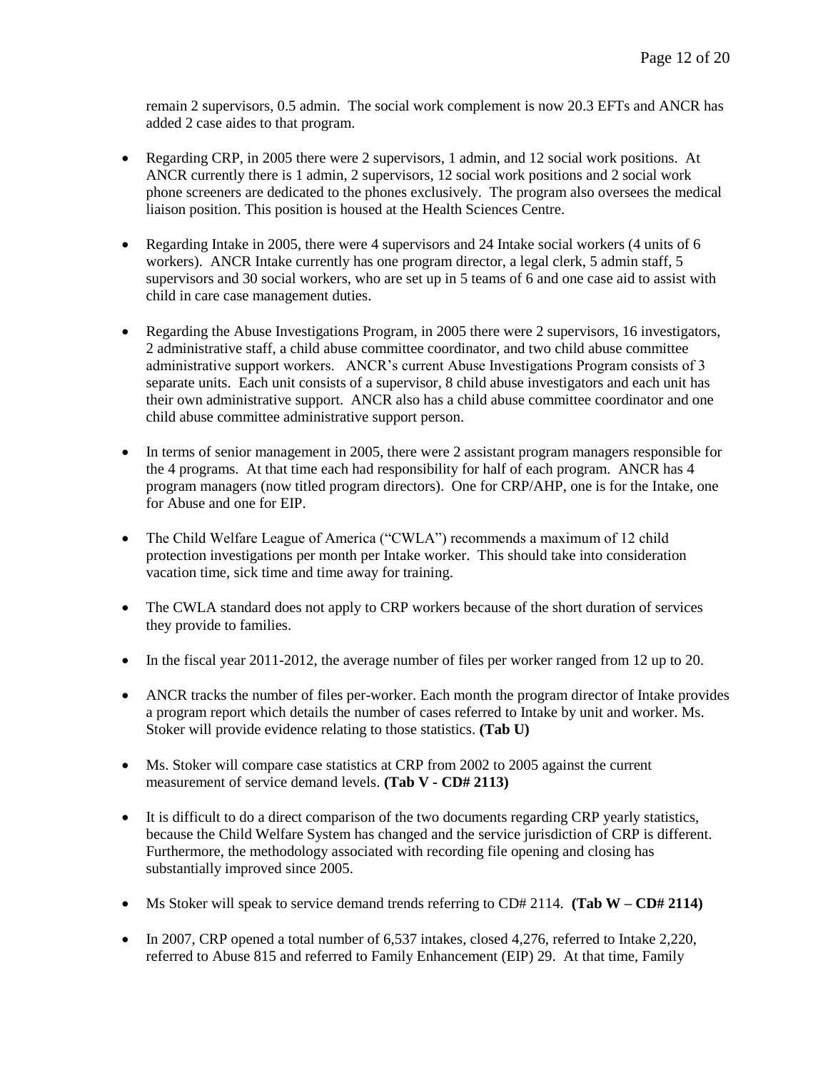remain 2 supervisors, 0.5 admin. The social work complement is now 20.3 EFTs and ANCR has added 2 case aides to that program.

- Regarding CRP, in 2005 there were 2 supervisors, 1 admin, and 12 social work positions. At ANCR currently there is 1 admin, 2 supervisors, 12 social work positions and 2 social work phone screeners are dedicated to the phones exclusively. The program also oversees the medical liaison position. This position is housed at the Health Sciences Centre.

- Regarding Intake in 2005, there were 4 supervisors and 24 Intake social workers (4 units of 6 workers). ANCR Intake currently has one program director, a legal clerk, 5 admin staff, 5 supervisors and 30 social workers, who are set up in 5 teams of 6 and one case aid to assist with child in care case management duties.

- Regarding the Abuse Investigations Program, in 2005 there were 2 supervisors, 16 investigators, 2 administrative staff, a child abuse committee coordinator, and two child abuse committee administrative support workers. ANCR's current Abuse Investigations Program consists of 3 separate units. Each unit consists of a supervisor, 8 child abuse investigators and each unit has their own administrative support. ANCR also has a child abuse committee coordinator and one child abuse committee administrative support person.

- In terms of senior management in 2005, there were 2 assistant program managers responsible for the 4 programs. At that time each had responsibility for half of each program. ANCR has 4 program managers (now titled program directors). One for CRP/AHP, one is for the Intake, one for Abuse and one for EIP.

- The Child Welfare League of America ("CWLA") recommends a maximum of 12 child protection investigations per month per Intake worker. This should take into consideration vacation time, sick time and time away for training.

- The CWLA standard does not apply to CRP workers because of the short duration of services they provide to families.

- In the fiscal year 2011-2012, the average number of files per worker ranged from 12 up to 20.

- ANCR tracks the number of files per-worker. Each month the program director of Intake provides a program report which details the number of cases referred to Intake by unit and worker. Ms. Stoker will provide evidence relating to those statistics. **(Tab U)**

- Ms. Stoker will compare case statistics at CRP from 2002 to 2005 against the current measurement of service demand levels. **(Tab V - CD# 2113)**

- It is difficult to do a direct comparison of the two documents regarding CRP yearly statistics, because the Child Welfare System has changed and the service jurisdiction of CRP is different. Furthermore, the methodology associated with recording file opening and closing has substantially improved since 2005.

- Ms Stoker will speak to service demand trends referring to CD# 2114. **(Tab W – CD# 2114)**

- In 2007, CRP opened a total number of 6,537 intakes, closed 4,276, referred to Intake 2,220, referred to Abuse 815 and referred to Family Enhancement (EIP) 29. At that time, Family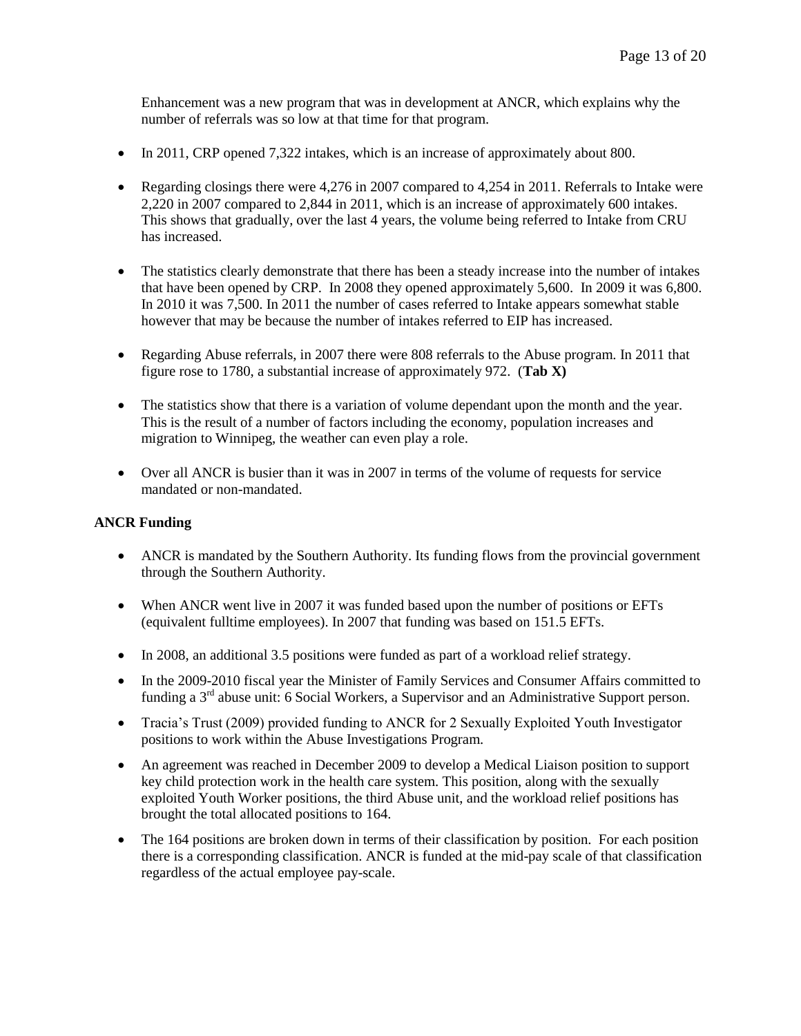Enhancement was a new program that was in development at ANCR, which explains why the number of referrals was so low at that time for that program.

- In 2011, CRP opened 7,322 intakes, which is an increase of approximately about 800.
- Regarding closings there were 4,276 in 2007 compared to 4,254 in 2011. Referrals to Intake were 2,220 in 2007 compared to 2,844 in 2011, which is an increase of approximately 600 intakes. This shows that gradually, over the last 4 years, the volume being referred to Intake from CRU has increased.
- The statistics clearly demonstrate that there has been a steady increase into the number of intakes that have been opened by CRP. In 2008 they opened approximately 5,600. In 2009 it was 6,800. In 2010 it was 7,500. In 2011 the number of cases referred to Intake appears somewhat stable however that may be because the number of intakes referred to EIP has increased.
- Regarding Abuse referrals, in 2007 there were 808 referrals to the Abuse program. In 2011 that figure rose to 1780, a substantial increase of approximately 972. (**Tab X)**
- The statistics show that there is a variation of volume dependant upon the month and the year. This is the result of a number of factors including the economy, population increases and migration to Winnipeg, the weather can even play a role.
- Over all ANCR is busier than it was in 2007 in terms of the volume of requests for service mandated or non-mandated.

**ANCR Funding**

- ANCR is mandated by the Southern Authority. Its funding flows from the provincial government through the Southern Authority.
- When ANCR went live in 2007 it was funded based upon the number of positions or EFTs (equivalent fulltime employees). In 2007 that funding was based on 151.5 EFTs.
- In 2008, an additional 3.5 positions were funded as part of a workload relief strategy.
- In the 2009-2010 fiscal year the Minister of Family Services and Consumer Affairs committed to funding a 3rd abuse unit: 6 Social Workers, a Supervisor and an Administrative Support person.
- Tracia's Trust (2009) provided funding to ANCR for 2 Sexually Exploited Youth Investigator positions to work within the Abuse Investigations Program.
- An agreement was reached in December 2009 to develop a Medical Liaison position to support key child protection work in the health care system. This position, along with the sexually exploited Youth Worker positions, the third Abuse unit, and the workload relief positions has brought the total allocated positions to 164.
- The 164 positions are broken down in terms of their classification by position. For each position there is a corresponding classification. ANCR is funded at the mid-pay scale of that classification regardless of the actual employee pay-scale.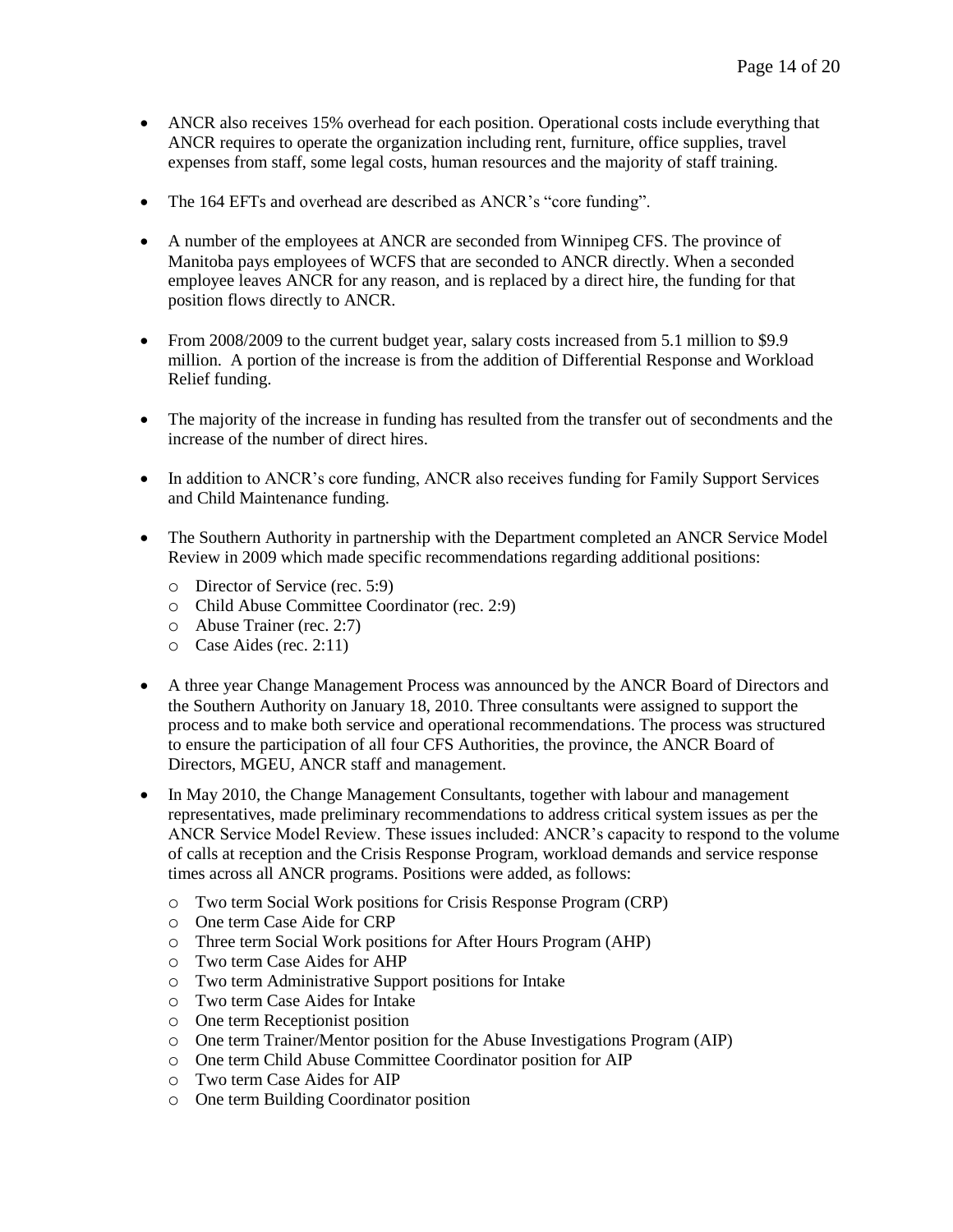- ANCR also receives 15% overhead for each position. Operational costs include everything that ANCR requires to operate the organization including rent, furniture, office supplies, travel expenses from staff, some legal costs, human resources and the majority of staff training.

- The 164 EFTs and overhead are described as ANCR's "core funding".

- A number of the employees at ANCR are seconded from Winnipeg CFS. The province of Manitoba pays employees of WCFS that are seconded to ANCR directly. When a seconded employee leaves ANCR for any reason, and is replaced by a direct hire, the funding for that position flows directly to ANCR.

- From 2008/2009 to the current budget year, salary costs increased from 5.1 million to $9.9 million. A portion of the increase is from the addition of Differential Response and Workload Relief funding.

- The majority of the increase in funding has resulted from the transfer out of secondments and the increase of the number of direct hires.

- In addition to ANCR's core funding, ANCR also receives funding for Family Support Services and Child Maintenance funding.

- The Southern Authority in partnership with the Department completed an ANCR Service Model Review in 2009 which made specific recommendations regarding additional positions:
  - Director of Service (rec. 5:9)
  - Child Abuse Committee Coordinator (rec. 2:9)
  - Abuse Trainer (rec. 2:7)
  - Case Aides (rec. 2:11)

- A three year Change Management Process was announced by the ANCR Board of Directors and the Southern Authority on January 18, 2010. Three consultants were assigned to support the process and to make both service and operational recommendations. The process was structured to ensure the participation of all four CFS Authorities, the province, the ANCR Board of Directors, MGEU, ANCR staff and management.

- In May 2010, the Change Management Consultants, together with labour and management representatives, made preliminary recommendations to address critical system issues as per the ANCR Service Model Review. These issues included: ANCR's capacity to respond to the volume of calls at reception and the Crisis Response Program, workload demands and service response times across all ANCR programs. Positions were added, as follows:
  - Two term Social Work positions for Crisis Response Program (CRP)
  - One term Case Aide for CRP
  - Three term Social Work positions for After Hours Program (AHP)
  - Two term Case Aides for AHP
  - Two term Administrative Support positions for Intake
  - Two term Case Aides for Intake
  - One term Receptionist position
  - One term Trainer/Mentor position for the Abuse Investigations Program (AIP)
  - One term Child Abuse Committee Coordinator position for AIP
  - Two term Case Aides for AIP
  - One term Building Coordinator position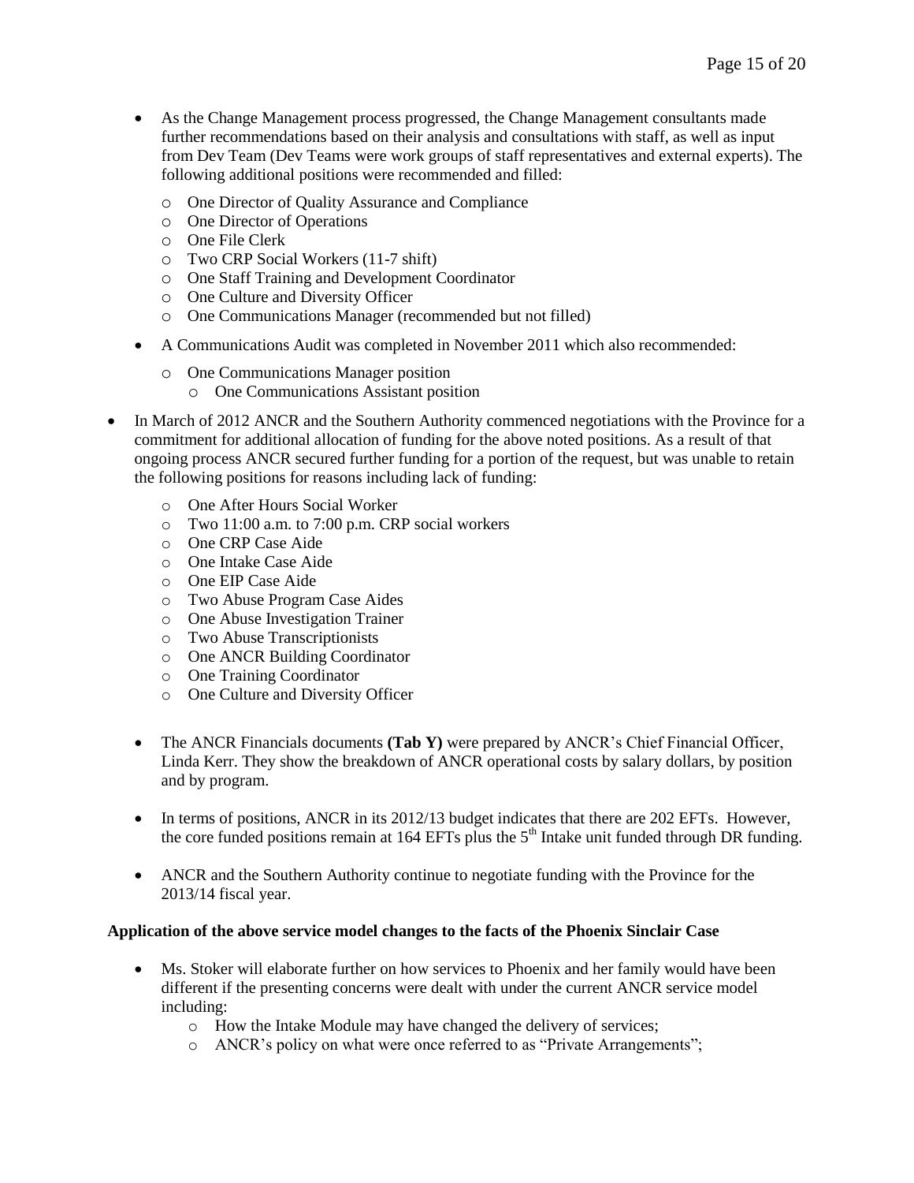- As the Change Management process progressed, the Change Management consultants made further recommendations based on their analysis and consultations with staff, as well as input from Dev Team (Dev Teams were work groups of staff representatives and external experts). The following additional positions were recommended and filled:
  - One Director of Quality Assurance and Compliance
  - One Director of Operations
  - One File Clerk
  - Two CRP Social Workers (11-7 shift)
  - One Staff Training and Development Coordinator
  - One Culture and Diversity Officer
  - One Communications Manager (recommended but not filled)
- A Communications Audit was completed in November 2011 which also recommended:
  - One Communications Manager position
  - One Communications Assistant position

- In March of 2012 ANCR and the Southern Authority commenced negotiations with the Province for a commitment for additional allocation of funding for the above noted positions. As a result of that ongoing process ANCR secured further funding for a portion of the request, but was unable to retain the following positions for reasons including lack of funding:
  - One After Hours Social Worker
  - Two 11:00 a.m. to 7:00 p.m. CRP social workers
  - One CRP Case Aide
  - One Intake Case Aide
  - One EIP Case Aide
  - Two Abuse Program Case Aides
  - One Abuse Investigation Trainer
  - Two Abuse Transcriptionists
  - One ANCR Building Coordinator
  - One Training Coordinator
  - One Culture and Diversity Officer

- The ANCR Financials documents **(Tab Y)** were prepared by ANCR's Chief Financial Officer, Linda Kerr. They show the breakdown of ANCR operational costs by salary dollars, by position and by program.

- In terms of positions, ANCR in its 2012/13 budget indicates that there are 202 EFTs. However, the core funded positions remain at 164 EFTs plus the 5th Intake unit funded through DR funding.

- ANCR and the Southern Authority continue to negotiate funding with the Province for the 2013/14 fiscal year.

**Application of the above service model changes to the facts of the Phoenix Sinclair Case**

- Ms. Stoker will elaborate further on how services to Phoenix and her family would have been different if the presenting concerns were dealt with under the current ANCR service model including:
  - How the Intake Module may have changed the delivery of services;
  - ANCR's policy on what were once referred to as "Private Arrangements";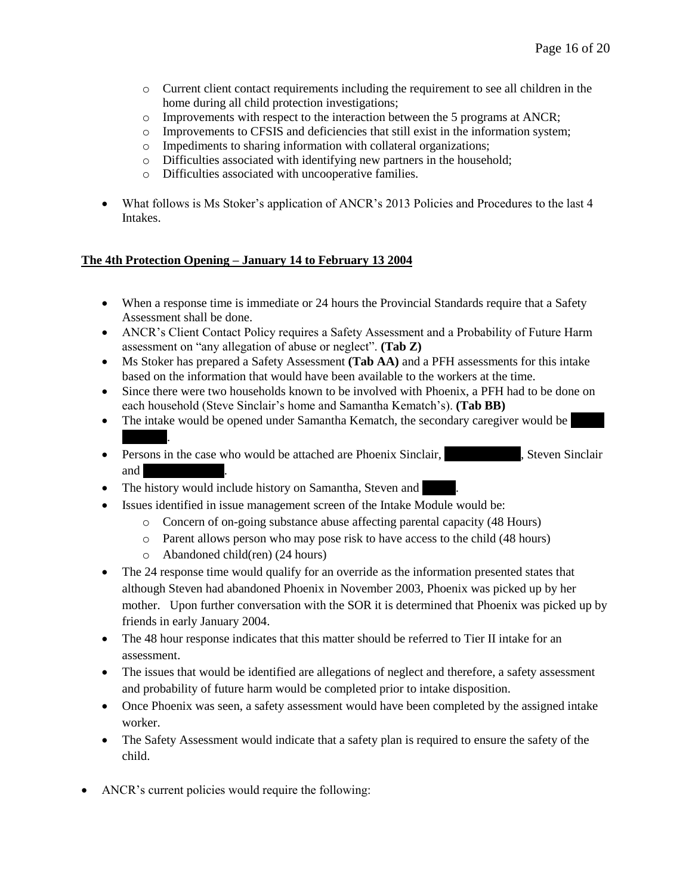- Current client contact requirements including the requirement to see all children in the home during all child protection investigations;
  - Improvements with respect to the interaction between the 5 programs at ANCR;
  - Improvements to CFSIS and deficiencies that still exist in the information system;
  - Impediments to sharing information with collateral organizations;
  - Difficulties associated with identifying new partners in the household;
  - Difficulties associated with uncooperative families.

- What follows is Ms Stoker's application of ANCR's 2013 Policies and Procedures to the last 4 Intakes.

**The 4th Protection Opening – January 14 to February 13 2004**

- When a response time is immediate or 24 hours the Provincial Standards require that a Safety Assessment shall be done.
- ANCR's Client Contact Policy requires a Safety Assessment and a Probability of Future Harm assessment on "any allegation of abuse or neglect". **(Tab Z)**
- Ms Stoker has prepared a Safety Assessment **(Tab AA)** and a PFH assessments for this intake based on the information that would have been available to the workers at the time.
- Since there were two households known to be involved with Phoenix, a PFH had to be done on each household (Steve Sinclair's home and Samantha Kematch's). **(Tab BB)**
- The intake would be opened under Samantha Kematch, the secondary caregiver would be [redacted].
- Persons in the case who would be attached are Phoenix Sinclair, [redacted], Steven Sinclair and [redacted].
- The history would include history on Samantha, Steven and [redacted].
- Issues identified in issue management screen of the Intake Module would be:
  - Concern of on-going substance abuse affecting parental capacity (48 Hours)
  - Parent allows person who may pose risk to have access to the child (48 hours)
  - Abandoned child(ren) (24 hours)
- The 24 response time would qualify for an override as the information presented states that although Steven had abandoned Phoenix in November 2003, Phoenix was picked up by her mother. Upon further conversation with the SOR it is determined that Phoenix was picked up by friends in early January 2004.
- The 48 hour response indicates that this matter should be referred to Tier II intake for an assessment.
- The issues that would be identified are allegations of neglect and therefore, a safety assessment and probability of future harm would be completed prior to intake disposition.
- Once Phoenix was seen, a safety assessment would have been completed by the assigned intake worker.
- The Safety Assessment would indicate that a safety plan is required to ensure the safety of the child.

- ANCR's current policies would require the following: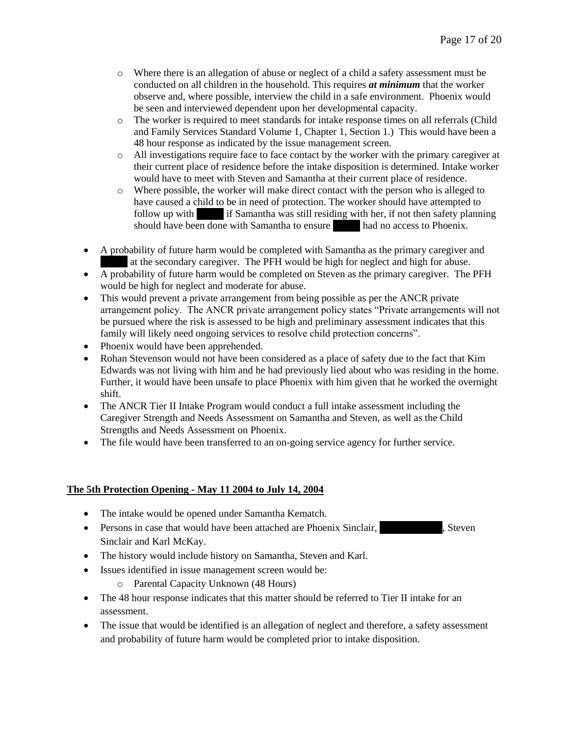- Where there is an allegation of abuse or neglect of a child a safety assessment must be conducted on all children in the household. This requires ***at minimum*** that the worker observe and, where possible, interview the child in a safe environment. Phoenix would be seen and interviewed dependent upon her developmental capacity.
- The worker is required to meet standards for intake response times on all referrals (Child and Family Services Standard Volume 1, Chapter 1, Section 1.) This would have been a 48 hour response as indicated by the issue management screen.
- All investigations require face to face contact by the worker with the primary caregiver at their current place of residence before the intake disposition is determined. Intake worker would have to meet with Steven and Samantha at their current place of residence.
- Where possible, the worker will make direct contact with the person who is alleged to have caused a child to be in need of protection. The worker should have attempted to follow up with ████ if Samantha was still residing with her, if not then safety planning should have been done with Samantha to ensure ████ had no access to Phoenix.

- A probability of future harm would be completed with Samantha as the primary caregiver and ████ at the secondary caregiver. The PFH would be high for neglect and high for abuse.
- A probability of future harm would be completed on Steven as the primary caregiver. The PFH would be high for neglect and moderate for abuse.
- This would prevent a private arrangement from being possible as per the ANCR private arrangement policy. The ANCR private arrangement policy states "Private arrangements will not be pursued where the risk is assessed to be high and preliminary assessment indicates that this family will likely need ongoing services to resolve child protection concerns".
- Phoenix would have been apprehended.
- Rohan Stevenson would not have been considered as a place of safety due to the fact that Kim Edwards was not living with him and he had previously lied about who was residing in the home. Further, it would have been unsafe to place Phoenix with him given that he worked the overnight shift.
- The ANCR Tier II Intake Program would conduct a full intake assessment including the Caregiver Strength and Needs Assessment on Samantha and Steven, as well as the Child Strengths and Needs Assessment on Phoenix.
- The file would have been transferred to an on-going service agency for further service.

**The 5th Protection Opening - May 11 2004 to July 14, 2004**

- The intake would be opened under Samantha Kematch.
- Persons in case that would have been attached are Phoenix Sinclair, ████████, Steven Sinclair and Karl McKay.
- The history would include history on Samantha, Steven and Karl.
- Issues identified in issue management screen would be:
  - Parental Capacity Unknown (48 Hours)
- The 48 hour response indicates that this matter should be referred to Tier II intake for an assessment.
- The issue that would be identified is an allegation of neglect and therefore, a safety assessment and probability of future harm would be completed prior to intake disposition.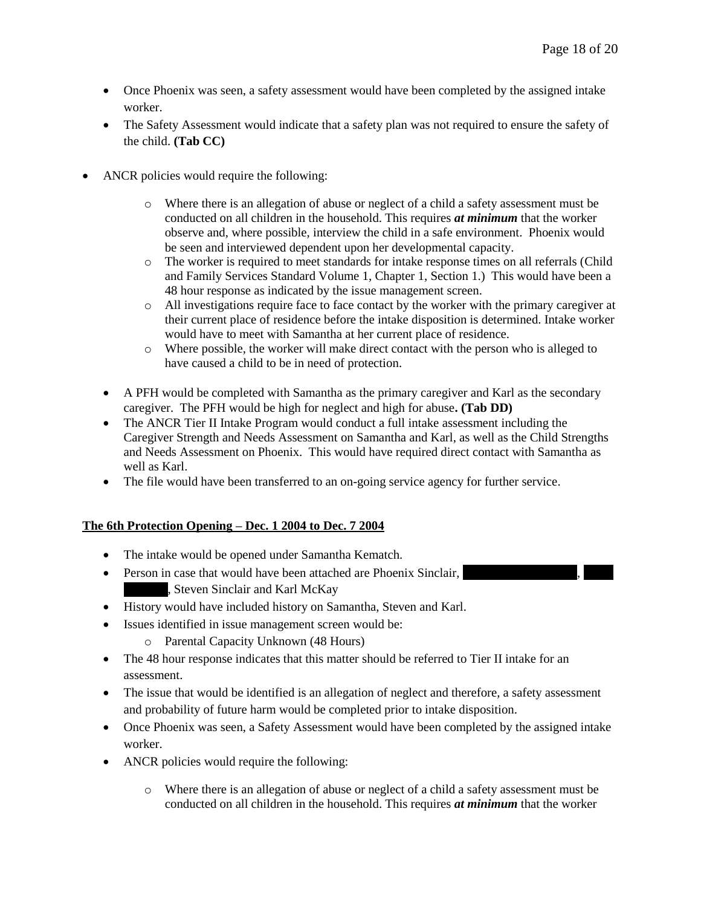- Once Phoenix was seen, a safety assessment would have been completed by the assigned intake worker.
- The Safety Assessment would indicate that a safety plan was not required to ensure the safety of the child. **(Tab CC)**

- ANCR policies would require the following:

  - Where there is an allegation of abuse or neglect of a child a safety assessment must be conducted on all children in the household. This requires ***at minimum*** that the worker observe and, where possible, interview the child in a safe environment. Phoenix would be seen and interviewed dependent upon her developmental capacity.
  - The worker is required to meet standards for intake response times on all referrals (Child and Family Services Standard Volume 1, Chapter 1, Section 1.) This would have been a 48 hour response as indicated by the issue management screen.
  - All investigations require face to face contact by the worker with the primary caregiver at their current place of residence before the intake disposition is determined. Intake worker would have to meet with Samantha at her current place of residence.
  - Where possible, the worker will make direct contact with the person who is alleged to have caused a child to be in need of protection.

- A PFH would be completed with Samantha as the primary caregiver and Karl as the secondary caregiver. The PFH would be high for neglect and high for abuse**. (Tab DD)**
- The ANCR Tier II Intake Program would conduct a full intake assessment including the Caregiver Strength and Needs Assessment on Samantha and Karl, as well as the Child Strengths and Needs Assessment on Phoenix. This would have required direct contact with Samantha as well as Karl.
- The file would have been transferred to an on-going service agency for further service.

**The 6th Protection Opening – Dec. 1 2004 to Dec. 7 2004**

- The intake would be opened under Samantha Kematch.
- Person in case that would have been attached are Phoenix Sinclair, [redacted], [redacted], Steven Sinclair and Karl McKay
- History would have included history on Samantha, Steven and Karl.
- Issues identified in issue management screen would be:
  - Parental Capacity Unknown (48 Hours)
- The 48 hour response indicates that this matter should be referred to Tier II intake for an assessment.
- The issue that would be identified is an allegation of neglect and therefore, a safety assessment and probability of future harm would be completed prior to intake disposition.
- Once Phoenix was seen, a Safety Assessment would have been completed by the assigned intake worker.
- ANCR policies would require the following:

  - Where there is an allegation of abuse or neglect of a child a safety assessment must be conducted on all children in the household. This requires ***at minimum*** that the worker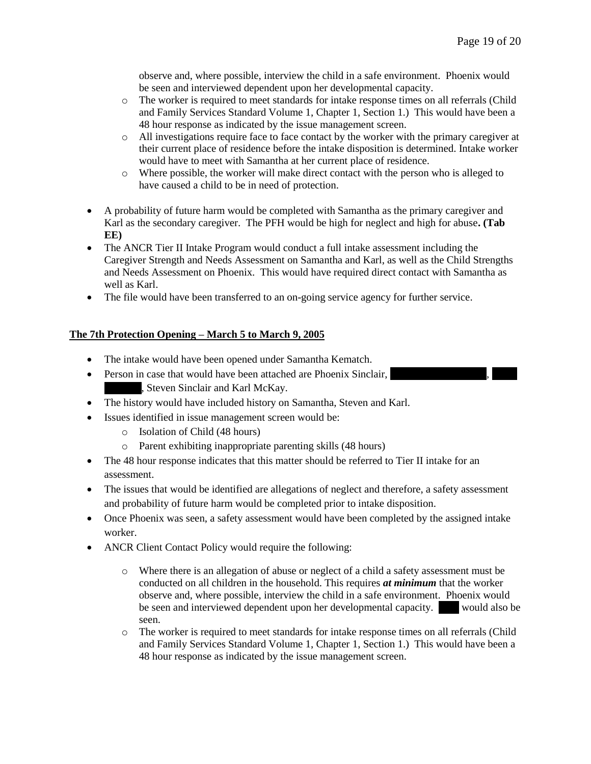observe and, where possible, interview the child in a safe environment. Phoenix would be seen and interviewed dependent upon her developmental capacity.
  - The worker is required to meet standards for intake response times on all referrals (Child and Family Services Standard Volume 1, Chapter 1, Section 1.) This would have been a 48 hour response as indicated by the issue management screen.
  - All investigations require face to face contact by the worker with the primary caregiver at their current place of residence before the intake disposition is determined. Intake worker would have to meet with Samantha at her current place of residence.
  - Where possible, the worker will make direct contact with the person who is alleged to have caused a child to be in need of protection.

- A probability of future harm would be completed with Samantha as the primary caregiver and Karl as the secondary caregiver. The PFH would be high for neglect and high for abuse**. (Tab EE)**
- The ANCR Tier II Intake Program would conduct a full intake assessment including the Caregiver Strength and Needs Assessment on Samantha and Karl, as well as the Child Strengths and Needs Assessment on Phoenix. This would have required direct contact with Samantha as well as Karl.
- The file would have been transferred to an on-going service agency for further service.

**The 7th Protection Opening – March 5 to March 9, 2005**

- The intake would have been opened under Samantha Kematch.
- Person in case that would have been attached are Phoenix Sinclair, ████████, ████ ████, Steven Sinclair and Karl McKay.
- The history would have included history on Samantha, Steven and Karl.
- Issues identified in issue management screen would be:
  - Isolation of Child (48 hours)
  - Parent exhibiting inappropriate parenting skills (48 hours)
- The 48 hour response indicates that this matter should be referred to Tier II intake for an assessment.
- The issues that would be identified are allegations of neglect and therefore, a safety assessment and probability of future harm would be completed prior to intake disposition.
- Once Phoenix was seen, a safety assessment would have been completed by the assigned intake worker.
- ANCR Client Contact Policy would require the following:
  - Where there is an allegation of abuse or neglect of a child a safety assessment must be conducted on all children in the household. This requires ***at minimum*** that the worker observe and, where possible, interview the child in a safe environment. Phoenix would be seen and interviewed dependent upon her developmental capacity. ███ would also be seen.
  - The worker is required to meet standards for intake response times on all referrals (Child and Family Services Standard Volume 1, Chapter 1, Section 1.) This would have been a 48 hour response as indicated by the issue management screen.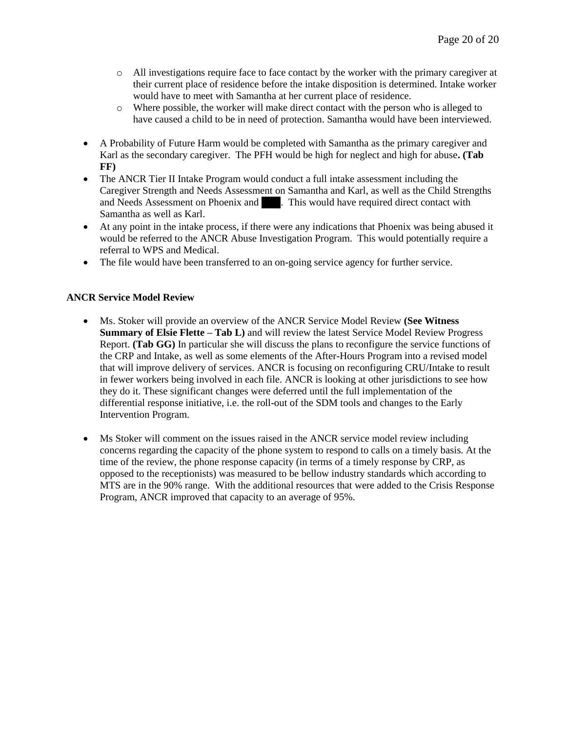- All investigations require face to face contact by the worker with the primary caregiver at their current place of residence before the intake disposition is determined. Intake worker would have to meet with Samantha at her current place of residence.
    - Where possible, the worker will make direct contact with the person who is alleged to have caused a child to be in need of protection. Samantha would have been interviewed.

- A Probability of Future Harm would be completed with Samantha as the primary caregiver and Karl as the secondary caregiver. The PFH would be high for neglect and high for abuse**. (Tab FF)**
- The ANCR Tier II Intake Program would conduct a full intake assessment including the Caregiver Strength and Needs Assessment on Samantha and Karl, as well as the Child Strengths and Needs Assessment on Phoenix and ███. This would have required direct contact with Samantha as well as Karl.
- At any point in the intake process, if there were any indications that Phoenix was being abused it would be referred to the ANCR Abuse Investigation Program. This would potentially require a referral to WPS and Medical.
- The file would have been transferred to an on-going service agency for further service.

**ANCR Service Model Review**

- Ms. Stoker will provide an overview of the ANCR Service Model Review **(See Witness Summary of Elsie Flette – Tab L)** and will review the latest Service Model Review Progress Report. **(Tab GG)** In particular she will discuss the plans to reconfigure the service functions of the CRP and Intake, as well as some elements of the After-Hours Program into a revised model that will improve delivery of services. ANCR is focusing on reconfiguring CRU/Intake to result in fewer workers being involved in each file. ANCR is looking at other jurisdictions to see how they do it. These significant changes were deferred until the full implementation of the differential response initiative, i.e. the roll-out of the SDM tools and changes to the Early Intervention Program.

- Ms Stoker will comment on the issues raised in the ANCR service model review including concerns regarding the capacity of the phone system to respond to calls on a timely basis. At the time of the review, the phone response capacity (in terms of a timely response by CRP, as opposed to the receptionists) was measured to be bellow industry standards which according to MTS are in the 90% range. With the additional resources that were added to the Crisis Response Program, ANCR improved that capacity to an average of 95%.